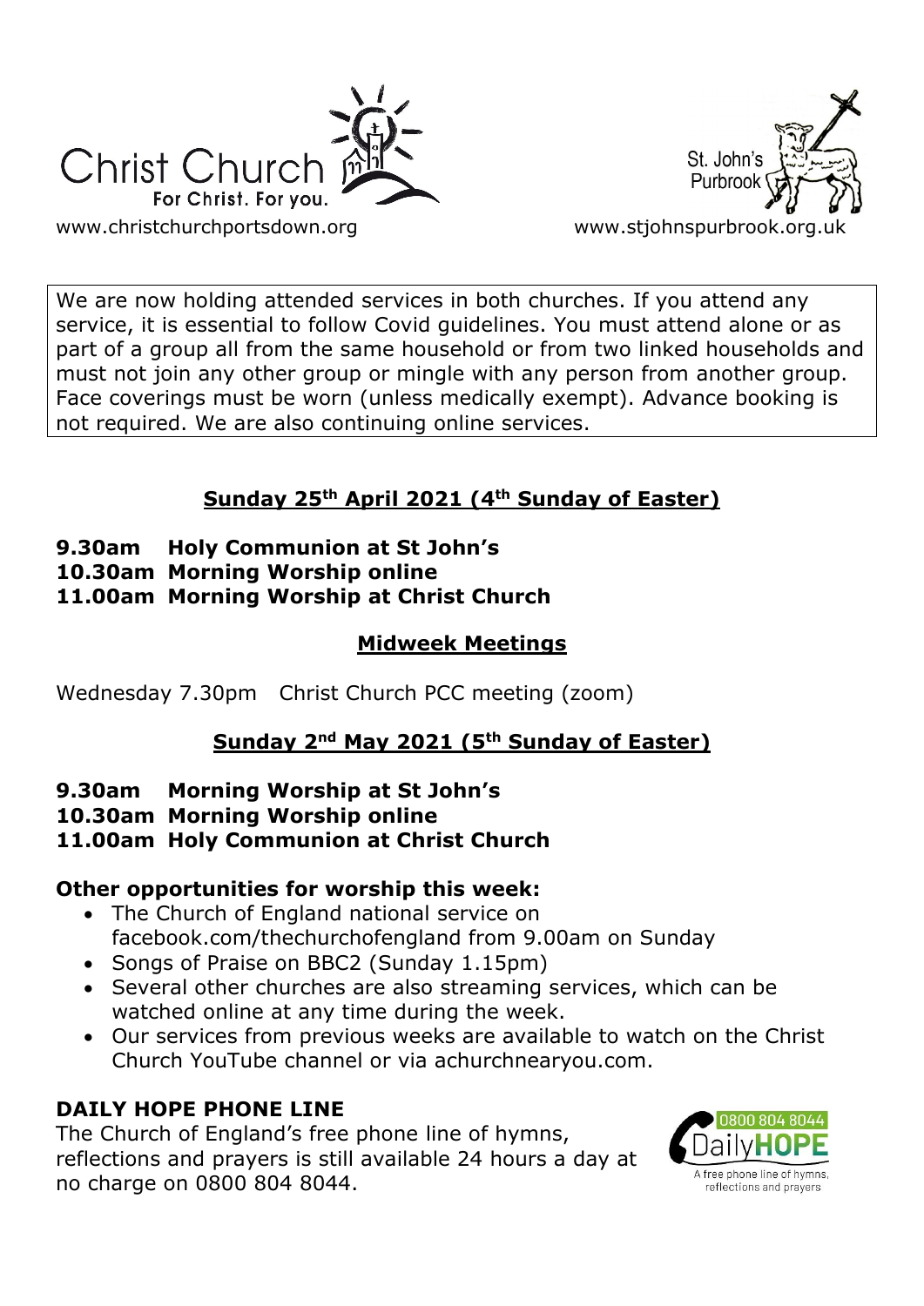Christ Church
For Christ. For you.
www.christchurchportsdown.org

St. John's Purbrook
www.stjohnspurbrook.org.uk

We are now holding attended services in both churches. If you attend any service, it is essential to follow Covid guidelines. You must attend alone or as part of a group all from the same household or from two linked households and must not join any other group or mingle with any person from another group. Face coverings must be worn (unless medically exempt). Advance booking is not required. We are also continuing online services.

## Sunday 25th April 2021 (4th Sunday of Easter)

**9.30am Holy Communion at St John's**
**10.30am Morning Worship online**
**11.00am Morning Worship at Christ Church**

## Midweek Meetings

Wednesday 7.30pm Christ Church PCC meeting (zoom)

## Sunday 2nd May 2021 (5th Sunday of Easter)

**9.30am Morning Worship at St John's**
**10.30am Morning Worship online**
**11.00am Holy Communion at Christ Church**

### Other opportunities for worship this week:

- The Church of England national service on facebook.com/thechurchofengland from 9.00am on Sunday
- Songs of Praise on BBC2 (Sunday 1.15pm)
- Several other churches are also streaming services, which can be watched online at any time during the week.
- Our services from previous weeks are available to watch on the Christ Church YouTube channel or via achurchnearyou.com.

### DAILY HOPE PHONE LINE

The Church of England's free phone line of hymns, reflections and prayers is still available 24 hours a day at no charge on 0800 804 8044.

0800 804 8044 DailyHOPE
A free phone line of hymns, reflections and prayers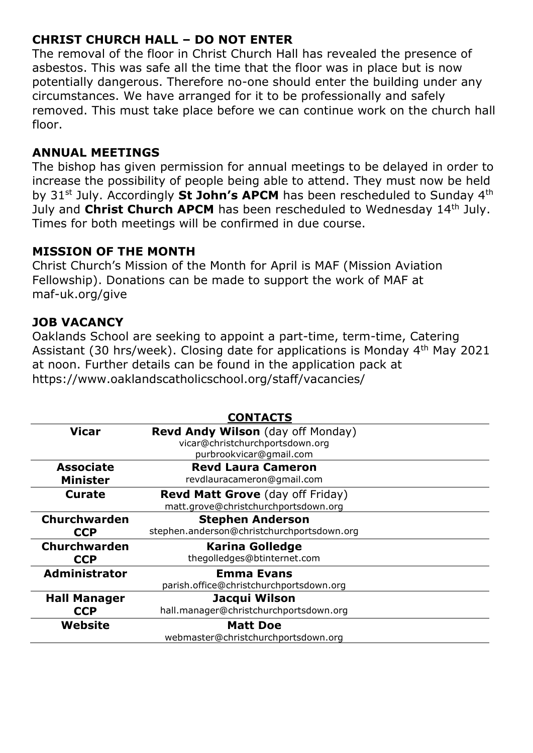## CHRIST CHURCH HALL – DO NOT ENTER

The removal of the floor in Christ Church Hall has revealed the presence of asbestos. This was safe all the time that the floor was in place but is now potentially dangerous. Therefore no-one should enter the building under any circumstances. We have arranged for it to be professionally and safely removed. This must take place before we can continue work on the church hall floor.

## ANNUAL MEETINGS

The bishop has given permission for annual meetings to be delayed in order to increase the possibility of people being able to attend. They must now be held by 31st July. Accordingly **St John's APCM** has been rescheduled to Sunday 4th July and **Christ Church APCM** has been rescheduled to Wednesday 14th July. Times for both meetings will be confirmed in due course.

## MISSION OF THE MONTH

Christ Church's Mission of the Month for April is MAF (Mission Aviation Fellowship). Donations can be made to support the work of MAF at maf-uk.org/give

## JOB VACANCY

Oaklands School are seeking to appoint a part-time, term-time, Catering Assistant (30 hrs/week). Closing date for applications is Monday 4th May 2021 at noon. Further details can be found in the application pack at https://www.oaklandscatholicschool.org/staff/vacancies/

## CONTACTS

| | |
|---|---|
| **Vicar** | **Revd Andy Wilson** (day off Monday)<br>vicar@christchurchportsdown.org<br>purbrookvicar@gmail.com |
| **Associate Minister** | **Revd Laura Cameron**<br>revdlauracameron@gmail.com |
| **Curate** | **Revd Matt Grove** (day off Friday)<br>matt.grove@christchurchportsdown.org |
| **Churchwarden CCP** | **Stephen Anderson**<br>stephen.anderson@christchurchportsdown.org |
| **Churchwarden CCP** | **Karina Golledge**<br>thegolledges@btinternet.com |
| **Administrator** | **Emma Evans**<br>parish.office@christchurchportsdown.org |
| **Hall Manager CCP** | **Jacqui Wilson**<br>hall.manager@christchurchportsdown.org |
| **Website** | **Matt Doe**<br>webmaster@christchurchportsdown.org |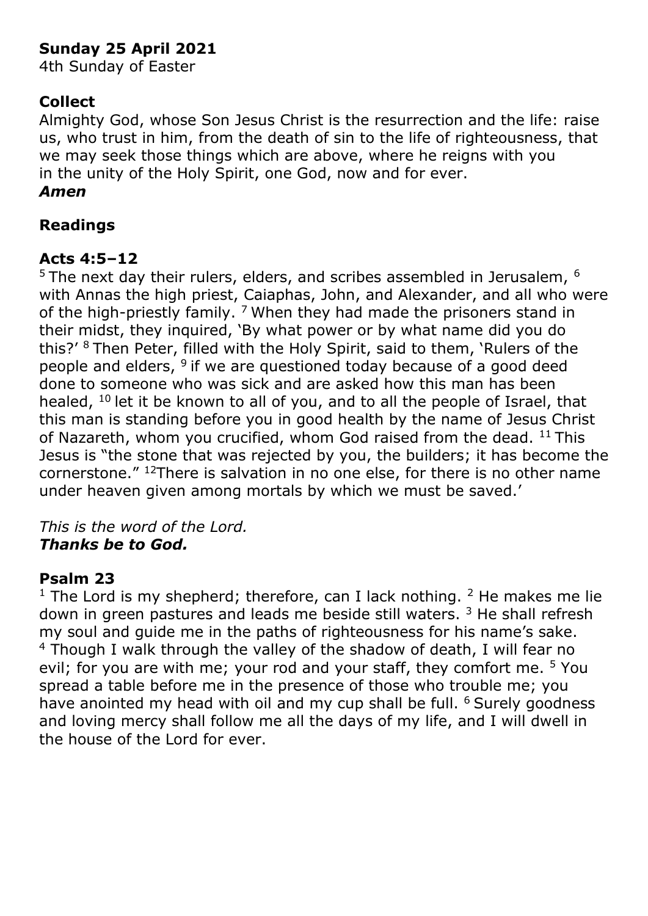**Sunday 25 April 2021**
4th Sunday of Easter

## Collect

Almighty God, whose Son Jesus Christ is the resurrection and the life: raise us, who trust in him, from the death of sin to the life of righteousness, that we may seek those things which are above, where he reigns with you in the unity of the Holy Spirit, one God, now and for ever.
***Amen***

## Readings

### Acts 4:5–12

[5] The next day their rulers, elders, and scribes assembled in Jerusalem, [6] with Annas the high priest, Caiaphas, John, and Alexander, and all who were of the high-priestly family. [7] When they had made the prisoners stand in their midst, they inquired, 'By what power or by what name did you do this?' [8] Then Peter, filled with the Holy Spirit, said to them, 'Rulers of the people and elders, [9] if we are questioned today because of a good deed done to someone who was sick and are asked how this man has been healed, [10] let it be known to all of you, and to all the people of Israel, that this man is standing before you in good health by the name of Jesus Christ of Nazareth, whom you crucified, whom God raised from the dead. [11] This Jesus is "the stone that was rejected by you, the builders; it has become the cornerstone." [12] There is salvation in no one else, for there is no other name under heaven given among mortals by which we must be saved.'

*This is the word of the Lord.*
***Thanks be to God.***

### Psalm 23

[1] The Lord is my shepherd; therefore, can I lack nothing. [2] He makes me lie down in green pastures and leads me beside still waters. [3] He shall refresh my soul and guide me in the paths of righteousness for his name's sake. [4] Though I walk through the valley of the shadow of death, I will fear no evil; for you are with me; your rod and your staff, they comfort me. [5] You spread a table before me in the presence of those who trouble me; you have anointed my head with oil and my cup shall be full. [6] Surely goodness and loving mercy shall follow me all the days of my life, and I will dwell in the house of the Lord for ever.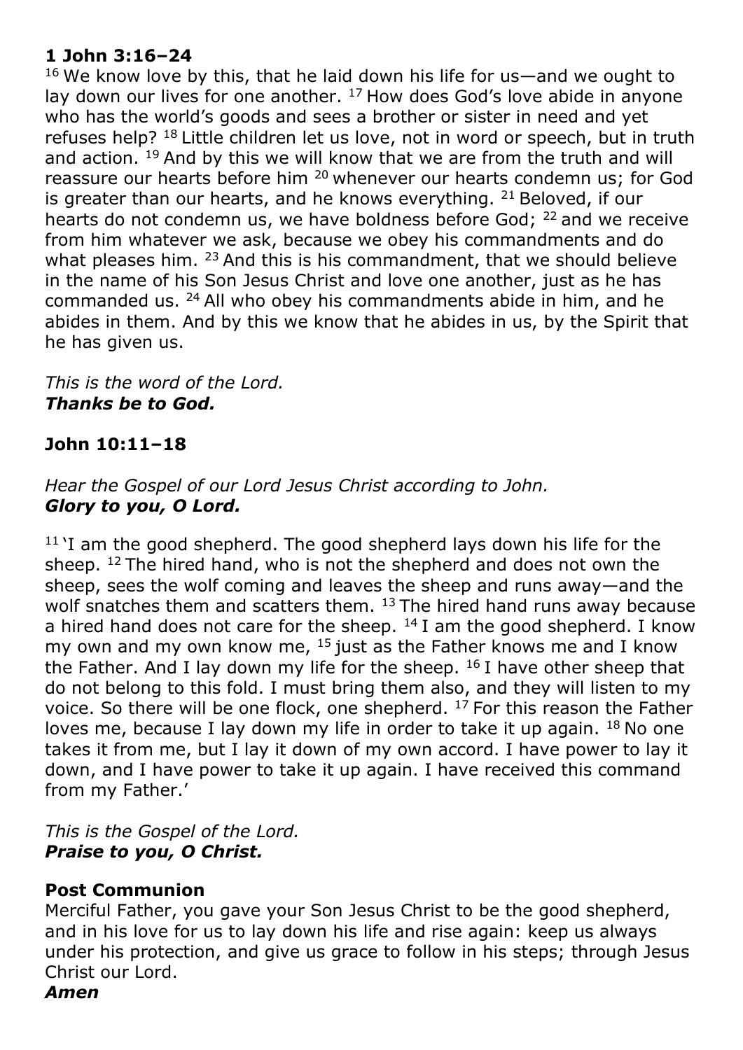**1 John 3:16–24**

[16] We know love by this, that he laid down his life for us—and we ought to lay down our lives for one another. [17] How does God's love abide in anyone who has the world's goods and sees a brother or sister in need and yet refuses help? [18] Little children let us love, not in word or speech, but in truth and action. [19] And by this we will know that we are from the truth and will reassure our hearts before him [20] whenever our hearts condemn us; for God is greater than our hearts, and he knows everything. [21] Beloved, if our hearts do not condemn us, we have boldness before God; [22] and we receive from him whatever we ask, because we obey his commandments and do what pleases him. [23] And this is his commandment, that we should believe in the name of his Son Jesus Christ and love one another, just as he has commanded us. [24] All who obey his commandments abide in him, and he abides in them. And by this we know that he abides in us, by the Spirit that he has given us.

*This is the word of the Lord.*
***Thanks be to God.***

**John 10:11–18**

*Hear the Gospel of our Lord Jesus Christ according to John.*
***Glory to you, O Lord.***

[11] 'I am the good shepherd. The good shepherd lays down his life for the sheep. [12] The hired hand, who is not the shepherd and does not own the sheep, sees the wolf coming and leaves the sheep and runs away—and the wolf snatches them and scatters them. [13] The hired hand runs away because a hired hand does not care for the sheep. [14] I am the good shepherd. I know my own and my own know me, [15] just as the Father knows me and I know the Father. And I lay down my life for the sheep. [16] I have other sheep that do not belong to this fold. I must bring them also, and they will listen to my voice. So there will be one flock, one shepherd. [17] For this reason the Father loves me, because I lay down my life in order to take it up again. [18] No one takes it from me, but I lay it down of my own accord. I have power to lay it down, and I have power to take it up again. I have received this command from my Father.'

*This is the Gospel of the Lord.*
***Praise to you, O Christ.***

**Post Communion**

Merciful Father, you gave your Son Jesus Christ to be the good shepherd, and in his love for us to lay down his life and rise again: keep us always under his protection, and give us grace to follow in his steps; through Jesus Christ our Lord.
***Amen***